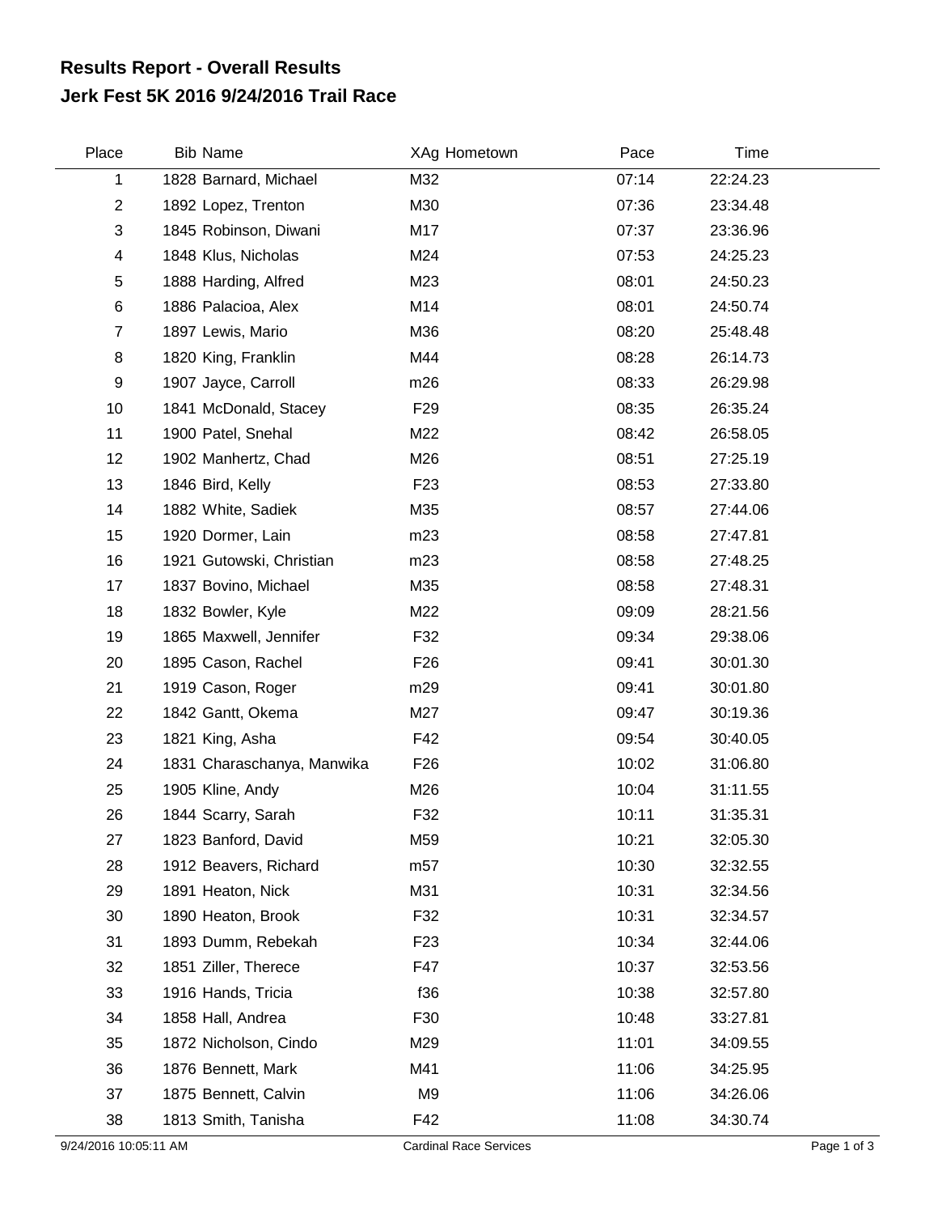## Results Report - Overall Results
## Jerk Fest 5K 2016 9/24/2016 Trail Race

| Place | Bib | Name | XAg | Hometown | Pace | Time |
|---|---|---|---|---|---|---|
| 1 | 1828 | Barnard, Michael | M32 | | 07:14 | 22:24.23 |
| 2 | 1892 | Lopez, Trenton | M30 | | 07:36 | 23:34.48 |
| 3 | 1845 | Robinson, Diwani | M17 | | 07:37 | 23:36.96 |
| 4 | 1848 | Klus, Nicholas | M24 | | 07:53 | 24:25.23 |
| 5 | 1888 | Harding, Alfred | M23 | | 08:01 | 24:50.23 |
| 6 | 1886 | Palacioa, Alex | M14 | | 08:01 | 24:50.74 |
| 7 | 1897 | Lewis, Mario | M36 | | 08:20 | 25:48.48 |
| 8 | 1820 | King, Franklin | M44 | | 08:28 | 26:14.73 |
| 9 | 1907 | Jayce, Carroll | m26 | | 08:33 | 26:29.98 |
| 10 | 1841 | McDonald, Stacey | F29 | | 08:35 | 26:35.24 |
| 11 | 1900 | Patel, Snehal | M22 | | 08:42 | 26:58.05 |
| 12 | 1902 | Manhertz, Chad | M26 | | 08:51 | 27:25.19 |
| 13 | 1846 | Bird, Kelly | F23 | | 08:53 | 27:33.80 |
| 14 | 1882 | White, Sadiek | M35 | | 08:57 | 27:44.06 |
| 15 | 1920 | Dormer, Lain | m23 | | 08:58 | 27:47.81 |
| 16 | 1921 | Gutowski, Christian | m23 | | 08:58 | 27:48.25 |
| 17 | 1837 | Bovino, Michael | M35 | | 08:58 | 27:48.31 |
| 18 | 1832 | Bowler, Kyle | M22 | | 09:09 | 28:21.56 |
| 19 | 1865 | Maxwell, Jennifer | F32 | | 09:34 | 29:38.06 |
| 20 | 1895 | Cason, Rachel | F26 | | 09:41 | 30:01.30 |
| 21 | 1919 | Cason, Roger | m29 | | 09:41 | 30:01.80 |
| 22 | 1842 | Gantt, Okema | M27 | | 09:47 | 30:19.36 |
| 23 | 1821 | King, Asha | F42 | | 09:54 | 30:40.05 |
| 24 | 1831 | Charaschanya, Manwika | F26 | | 10:02 | 31:06.80 |
| 25 | 1905 | Kline, Andy | M26 | | 10:04 | 31:11.55 |
| 26 | 1844 | Scarry, Sarah | F32 | | 10:11 | 31:35.31 |
| 27 | 1823 | Banford, David | M59 | | 10:21 | 32:05.30 |
| 28 | 1912 | Beavers, Richard | m57 | | 10:30 | 32:32.55 |
| 29 | 1891 | Heaton, Nick | M31 | | 10:31 | 32:34.56 |
| 30 | 1890 | Heaton, Brook | F32 | | 10:31 | 32:34.57 |
| 31 | 1893 | Dumm, Rebekah | F23 | | 10:34 | 32:44.06 |
| 32 | 1851 | Ziller, Therece | F47 | | 10:37 | 32:53.56 |
| 33 | 1916 | Hands, Tricia | f36 | | 10:38 | 32:57.80 |
| 34 | 1858 | Hall, Andrea | F30 | | 10:48 | 33:27.81 |
| 35 | 1872 | Nicholson, Cindo | M29 | | 11:01 | 34:09.55 |
| 36 | 1876 | Bennett, Mark | M41 | | 11:06 | 34:25.95 |
| 37 | 1875 | Bennett, Calvin | M9 | | 11:06 | 34:26.06 |
| 38 | 1813 | Smith, Tanisha | F42 | | 11:08 | 34:30.74 |

9/24/2016 10:05:11 AM Cardinal Race Services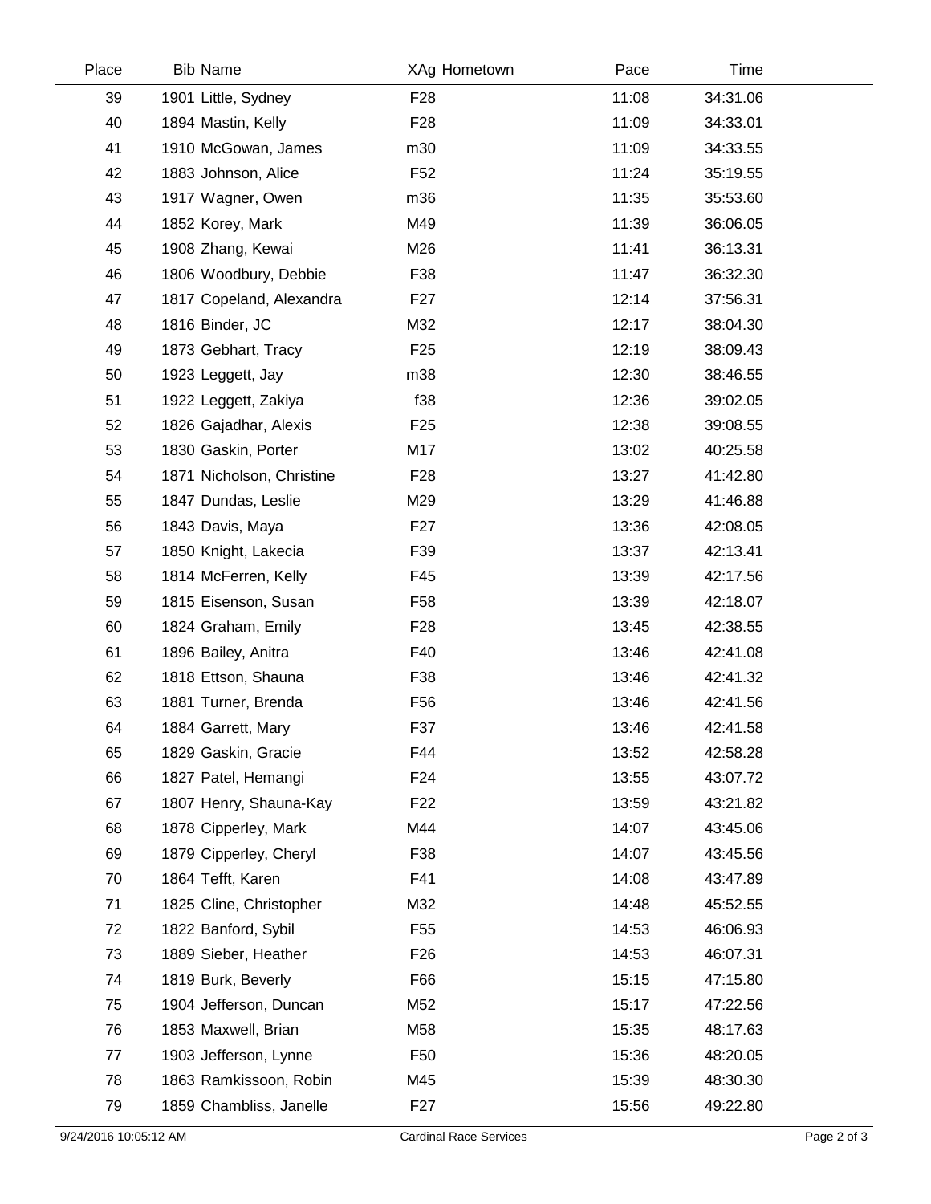| Place | Bib | Name | XAg | Hometown | Pace | Time |
|---|---|---|---|---|---|---|
| 39 | 1901 | Little, Sydney | F28 | | 11:08 | 34:31.06 |
| 40 | 1894 | Mastin, Kelly | F28 | | 11:09 | 34:33.01 |
| 41 | 1910 | McGowan, James | m30 | | 11:09 | 34:33.55 |
| 42 | 1883 | Johnson, Alice | F52 | | 11:24 | 35:19.55 |
| 43 | 1917 | Wagner, Owen | m36 | | 11:35 | 35:53.60 |
| 44 | 1852 | Korey, Mark | M49 | | 11:39 | 36:06.05 |
| 45 | 1908 | Zhang, Kewai | M26 | | 11:41 | 36:13.31 |
| 46 | 1806 | Woodbury, Debbie | F38 | | 11:47 | 36:32.30 |
| 47 | 1817 | Copeland, Alexandra | F27 | | 12:14 | 37:56.31 |
| 48 | 1816 | Binder, JC | M32 | | 12:17 | 38:04.30 |
| 49 | 1873 | Gebhart, Tracy | F25 | | 12:19 | 38:09.43 |
| 50 | 1923 | Leggett, Jay | m38 | | 12:30 | 38:46.55 |
| 51 | 1922 | Leggett, Zakiya | f38 | | 12:36 | 39:02.05 |
| 52 | 1826 | Gajadhar, Alexis | F25 | | 12:38 | 39:08.55 |
| 53 | 1830 | Gaskin, Porter | M17 | | 13:02 | 40:25.58 |
| 54 | 1871 | Nicholson, Christine | F28 | | 13:27 | 41:42.80 |
| 55 | 1847 | Dundas, Leslie | M29 | | 13:29 | 41:46.88 |
| 56 | 1843 | Davis, Maya | F27 | | 13:36 | 42:08.05 |
| 57 | 1850 | Knight, Lakecia | F39 | | 13:37 | 42:13.41 |
| 58 | 1814 | McFerren, Kelly | F45 | | 13:39 | 42:17.56 |
| 59 | 1815 | Eisenson, Susan | F58 | | 13:39 | 42:18.07 |
| 60 | 1824 | Graham, Emily | F28 | | 13:45 | 42:38.55 |
| 61 | 1896 | Bailey, Anitra | F40 | | 13:46 | 42:41.08 |
| 62 | 1818 | Ettson, Shauna | F38 | | 13:46 | 42:41.32 |
| 63 | 1881 | Turner, Brenda | F56 | | 13:46 | 42:41.56 |
| 64 | 1884 | Garrett, Mary | F37 | | 13:46 | 42:41.58 |
| 65 | 1829 | Gaskin, Gracie | F44 | | 13:52 | 42:58.28 |
| 66 | 1827 | Patel, Hemangi | F24 | | 13:55 | 43:07.72 |
| 67 | 1807 | Henry, Shauna-Kay | F22 | | 13:59 | 43:21.82 |
| 68 | 1878 | Cipperley, Mark | M44 | | 14:07 | 43:45.06 |
| 69 | 1879 | Cipperley, Cheryl | F38 | | 14:07 | 43:45.56 |
| 70 | 1864 | Tefft, Karen | F41 | | 14:08 | 43:47.89 |
| 71 | 1825 | Cline, Christopher | M32 | | 14:48 | 45:52.55 |
| 72 | 1822 | Banford, Sybil | F55 | | 14:53 | 46:06.93 |
| 73 | 1889 | Sieber, Heather | F26 | | 14:53 | 46:07.31 |
| 74 | 1819 | Burk, Beverly | F66 | | 15:15 | 47:15.80 |
| 75 | 1904 | Jefferson, Duncan | M52 | | 15:17 | 47:22.56 |
| 76 | 1853 | Maxwell, Brian | M58 | | 15:35 | 48:17.63 |
| 77 | 1903 | Jefferson, Lynne | F50 | | 15:36 | 48:20.05 |
| 78 | 1863 | Ramkissoon, Robin | M45 | | 15:39 | 48:30.30 |
| 79 | 1859 | Chambliss, Janelle | F27 | | 15:56 | 49:22.80 |

9/24/2016 10:05:12 AM Cardinal Race Services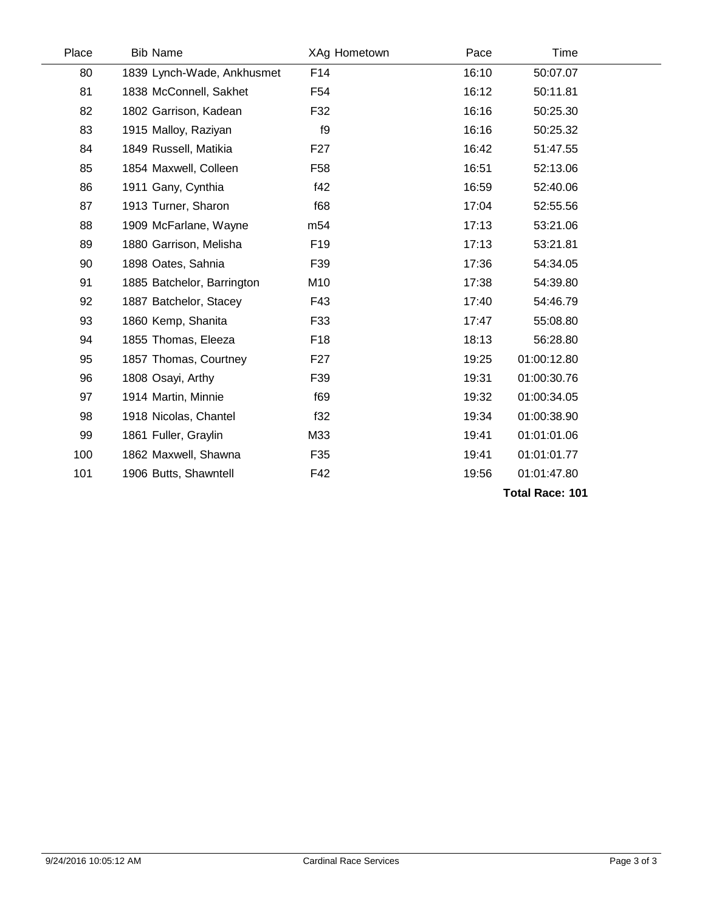| Place | Bib | Name | XAg | Hometown | Pace | Time |
|---|---|---|---|---|---|---|
| 80 | 1839 | Lynch-Wade, Ankhusmet | F14 | | 16:10 | 50:07.07 |
| 81 | 1838 | McConnell, Sakhet | F54 | | 16:12 | 50:11.81 |
| 82 | 1802 | Garrison, Kadean | F32 | | 16:16 | 50:25.30 |
| 83 | 1915 | Malloy, Raziyan | f9 | | 16:16 | 50:25.32 |
| 84 | 1849 | Russell, Matikia | F27 | | 16:42 | 51:47.55 |
| 85 | 1854 | Maxwell, Colleen | F58 | | 16:51 | 52:13.06 |
| 86 | 1911 | Gany, Cynthia | f42 | | 16:59 | 52:40.06 |
| 87 | 1913 | Turner, Sharon | f68 | | 17:04 | 52:55.56 |
| 88 | 1909 | McFarlane, Wayne | m54 | | 17:13 | 53:21.06 |
| 89 | 1880 | Garrison, Melisha | F19 | | 17:13 | 53:21.81 |
| 90 | 1898 | Oates, Sahnia | F39 | | 17:36 | 54:34.05 |
| 91 | 1885 | Batchelor, Barrington | M10 | | 17:38 | 54:39.80 |
| 92 | 1887 | Batchelor, Stacey | F43 | | 17:40 | 54:46.79 |
| 93 | 1860 | Kemp, Shanita | F33 | | 17:47 | 55:08.80 |
| 94 | 1855 | Thomas, Eleeza | F18 | | 18:13 | 56:28.80 |
| 95 | 1857 | Thomas, Courtney | F27 | | 19:25 | 01:00:12.80 |
| 96 | 1808 | Osayi, Arthy | F39 | | 19:31 | 01:00:30.76 |
| 97 | 1914 | Martin, Minnie | f69 | | 19:32 | 01:00:34.05 |
| 98 | 1918 | Nicolas, Chantel | f32 | | 19:34 | 01:00:38.90 |
| 99 | 1861 | Fuller, Graylin | M33 | | 19:41 | 01:01:01.06 |
| 100 | 1862 | Maxwell, Shawna | F35 | | 19:41 | 01:01:01.77 |
| 101 | 1906 | Butts, Shawntell | F42 | | 19:56 | 01:01:47.80 |

**Total Race: 101**

9/24/2016 10:05:12 AM Cardinal Race Services